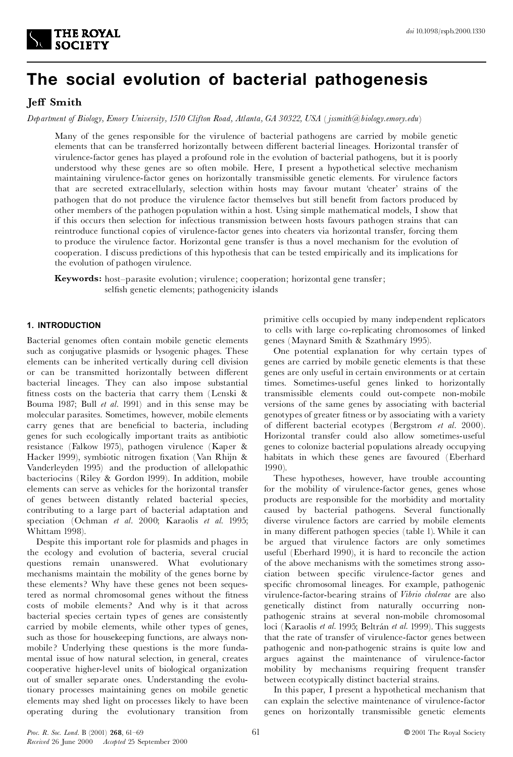# The social evolution of bacterial pathogenesis

**Jeff Smith**

*Department of Biology, Emory University, 1510 Clifton Road, Atlanta, GA 30322, USA (jssmith@biology.emory.edu)*

Many of the genes responsible for the virulence of bacterial pathogens are carried by mobile genetic elements that can be transferred horizontally between different bacterial lineages. Horizontal transfer of virulence-factor genes has played a profound role in the evolution of bacterial pathogens, but it is poorly understood why these genes are so often mobile. Here, I present a hypothetical selective mechanism maintaining virulence-factor genes on horizontally transmissible genetic elements. For virulence factors that are secreted extracellularly, selection within hosts may favour mutant 'cheater' strains of the pathogen that do not produce the virulence factor themselves but still benefit from factors produced by other members of the pathogen population within a host. Using simple mathematical models, I show that if this occurs then selection for infectious transmission between hosts favours pathogen strains that can reintroduce functional copies of virulence-factor genes into cheaters via horizontal transfer, forcing them to produce the virulence factor. Horizontal gene transfer is thus a novel mechanism for the evolution of cooperation. I discuss predictions of this hypothesis that can be tested empirically and its implications for the evolution of pathogen virulence.

**Keywords:** host–parasite evolution; virulence; cooperation; horizontal gene transfer; selfish genetic elements; pathogenicity islands

## 1. INTRODUCTION

Bacterial genomes often contain mobile genetic elements such as conjugative plasmids or lysogenic phages. These elements can be inherited vertically during cell division or can be transmitted horizontally between different bacterial lineages. They can also impose substantial fitness costs on the bacteria that carry them (Lenski & Bouma 1987; Bull *et al.* 1991) and in this sense may be molecular parasites. Sometimes, however, mobile elements carry genes that are beneficial to bacteria, including genes for such ecologically important traits as antibiotic resistance (Falkow 1975), pathogen virulence (Kaper & Hacker 1999), symbiotic nitrogen fixation (Van Rhijn & Vanderleyden 1995) and the production of allelopathic bacteriocins (Riley & Gordon 1999). In addition, mobile elements can serve as vehicles for the horizontal transfer of genes between distantly related bacterial species, contributing to a large part of bacterial adaptation and speciation (Ochman *et al.* 2000; Karaolis *et al.* 1995; Whittam 1998).

Despite this important role for plasmids and phages in the ecology and evolution of bacteria, several crucial questions remain unanswered. What evolutionary mechanisms maintain the mobility of the genes borne by these elements? Why have these genes not been sequestered as normal chromosomal genes without the fitness costs of mobile elements? And why is it that across bacterial species certain types of genes are consistently carried by mobile elements, while other types of genes, such as those for housekeeping functions, are always non-mobile? Underlying these questions is the more fundamental issue of how natural selection, in general, creates cooperative higher-level units of biological organization out of smaller separate ones. Understanding the evolutionary processes maintaining genes on mobile genetic elements may shed light on processes likely to have been operating during the evolutionary transition from primitive cells occupied by many independent replicators to cells with large co-replicating chromosomes of linked genes (Maynard Smith & Szathmáry 1995).

One potential explanation for why certain types of genes are carried by mobile genetic elements is that these genes are only useful in certain environments or at certain times. Sometimes-useful genes linked to horizontally transmissible elements could out-compete non-mobile versions of the same genes by associating with bacterial genotypes of greater fitness or by associating with a variety of different bacterial ecotypes (Bergstrom *et al.* 2000). Horizontal transfer could also allow sometimes-useful genes to colonize bacterial populations already occupying habitats in which these genes are favoured (Eberhard 1990).

These hypotheses, however, have trouble accounting for the mobility of virulence-factor genes, genes whose products are responsible for the morbidity and mortality caused by bacterial pathogens. Several functionally diverse virulence factors are carried by mobile elements in many different pathogen species (table 1). While it can be argued that virulence factors are only sometimes useful (Eberhard 1990), it is hard to reconcile the action of the above mechanisms with the sometimes strong association between specific virulence-factor genes and specific chromosomal lineages. For example, pathogenic virulence-factor-bearing strains of *Vibrio cholerae* are also genetically distinct from naturally occurring non-pathogenic strains at several non-mobile chromosomal loci (Karaolis *et al.* 1995; Beltrán *et al.* 1999). This suggests that the rate of transfer of virulence-factor genes between pathogenic and non-pathogenic strains is quite low and argues against the maintenance of virulence-factor mobility by mechanisms requiring frequent transfer between ecotypically distinct bacterial strains.

In this paper, I present a hypothetical mechanism that can explain the selective maintenance of virulence-factor genes on horizontally transmissible genetic elements

*Received* 26 June 2000 *Accepted* 25 September 2000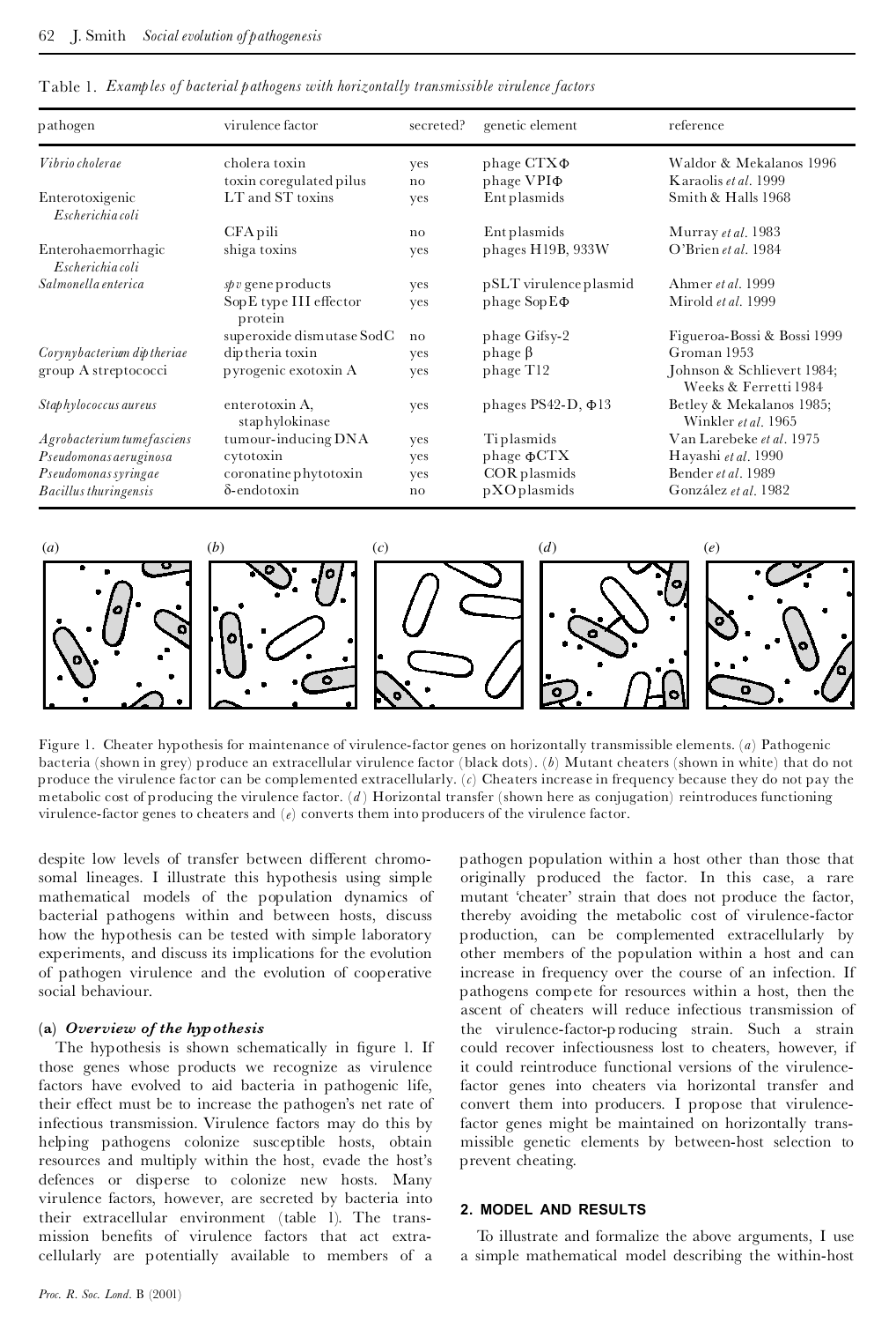Table 1. *Examples of bacterial pathogens with horizontally transmissible virulence factors*

| pathogen | virulence factor | secreted? | genetic element | reference |
|---|---|---|---|---|
| *Vibrio cholerae* | cholera toxin | yes | phage CTXΦ | Waldor & Mekalanos 1996 |
| | toxin coregulated pilus | no | phage VPIΦ | Karaolis *et al*. 1999 |
| Enterotoxigenic *Escherichia coli* | LT and ST toxins | yes | Ent plasmids | Smith & Halls 1968 |
| | CFA pili | no | Ent plasmids | Murray *et al*. 1983 |
| Enterohaemorrhagic *Escherichia coli* | shiga toxins | yes | phages H19B, 933W | O'Brien *et al*. 1984 |
| *Salmonella enterica* | *spv* gene products | yes | pSLT virulence plasmid | Ahmer *et al*. 1999 |
| | SopE type III effector protein | yes | phage SopEΦ | Mirold *et al*. 1999 |
| | superoxide dismutase SodC | no | phage Gifsy-2 | Figueroa-Bossi & Bossi 1999 |
| *Corynybacterium diptheriae* | diptheria toxin | yes | phage β | Groman 1953 |
| group A streptococci | pyrogenic exotoxin A | yes | phage T12 | Johnson & Schlievert 1984; Weeks & Ferretti 1984 |
| *Staphylococcus aureus* | enterotoxin A, staphylokinase | yes | phages PS42-D, Φ13 | Betley & Mekalanos 1985; Winkler *et al*. 1965 |
| *Agrobacterium tumefasciens* | tumour-inducing DNA | yes | Ti plasmids | Van Larebeke *et al*. 1975 |
| *Pseudomonas aeruginosa* | cytotoxin | yes | phage ΦCTX | Hayashi *et al*. 1990 |
| *Pseudomonas syringae* | coronatine phytotoxin | yes | COR plasmids | Bender *et al*. 1989 |
| *Bacillus thuringensis* | δ-endotoxin | no | pXO plasmids | González *et al*. 1982 |

Figure 1. Cheater hypothesis for maintenance of virulence-factor genes on horizontally transmissible elements. (*a*) Pathogenic bacteria (shown in grey) produce an extracellular virulence factor (black dots). (*b*) Mutant cheaters (shown in white) that do not produce the virulence factor can be complemented extracellularly. (*c*) Cheaters increase in frequency because they do not pay the metabolic cost of producing the virulence factor. (*d*) Horizontal transfer (shown here as conjugation) reintroduces functioning virulence-factor genes to cheaters and (*e*) converts them into producers of the virulence factor.

despite low levels of transfer between different chromosomal lineages. I illustrate this hypothesis using simple mathematical models of the population dynamics of bacterial pathogens within and between hosts, discuss how the hypothesis can be tested with simple laboratory experiments, and discuss its implications for the evolution of pathogen virulence and the evolution of cooperative social behaviour.

### (a) *Overview of the hypothesis*

The hypothesis is shown schematically in figure 1. If those genes whose products we recognize as virulence factors have evolved to aid bacteria in pathogenic life, their effect must be to increase the pathogen's net rate of infectious transmission. Virulence factors may do this by helping pathogens colonize susceptible hosts, obtain resources and multiply within the host, evade the host's defences or disperse to colonize new hosts. Many virulence factors, however, are secreted by bacteria into their extracellular environment (table 1). The transmission benefits of virulence factors that act extracellularly are potentially available to members of a pathogen population within a host other than those that originally produced the factor. In this case, a rare mutant 'cheater' strain that does not produce the factor, thereby avoiding the metabolic cost of virulence-factor production, can be complemented extracellularly by other members of the population within a host and can increase in frequency over the course of an infection. If pathogens compete for resources within a host, then the ascent of cheaters will reduce infectious transmission of the virulence-factor-producing strain. Such a strain could recover infectiousness lost to cheaters, however, if it could reintroduce functional versions of the virulence-factor genes into cheaters via horizontal transfer and convert them into producers. I propose that virulence-factor genes might be maintained on horizontally transmissible genetic elements by between-host selection to prevent cheating.

## 2. MODEL AND RESULTS

To illustrate and formalize the above arguments, I use a simple mathematical model describing the within-host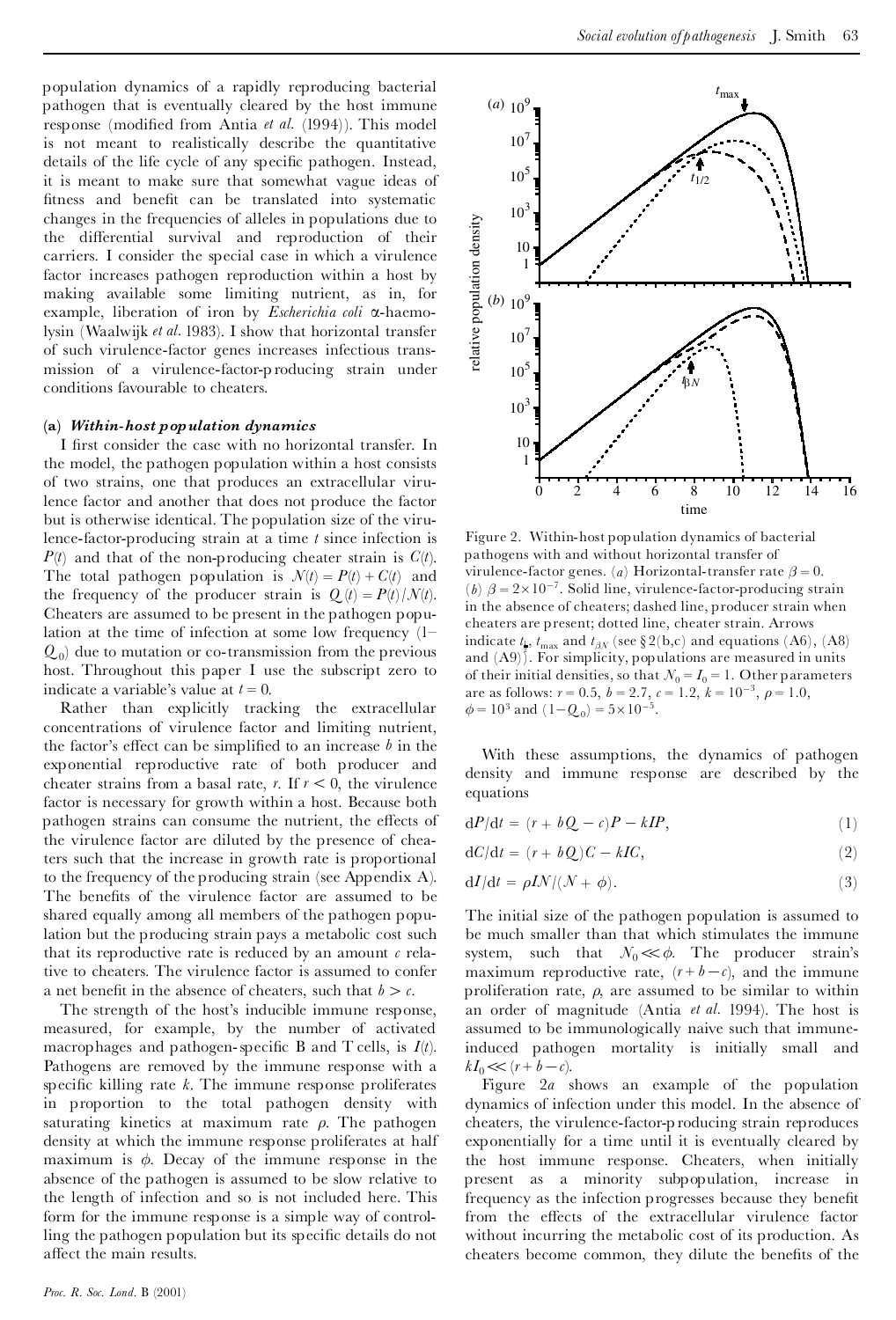population dynamics of a rapidly reproducing bacterial pathogen that is eventually cleared by the host immune response (modified from Antia *et al.* (1994)). This model is not meant to realistically describe the quantitative details of the life cycle of any specific pathogen. Instead, it is meant to make sure that somewhat vague ideas of fitness and benefit can be translated into systematic changes in the frequencies of alleles in populations due to the differential survival and reproduction of their carriers. I consider the special case in which a virulence factor increases pathogen reproduction within a host by making available some limiting nutrient, as in, for example, liberation of iron by *Escherichia coli* α-haemolysin (Waalwijk *et al.* 1983). I show that horizontal transfer of such virulence-factor genes increases infectious transmission of a virulence-factor-producing strain under conditions favourable to cheaters.

### (a) *Within-host population dynamics*

I first consider the case with no horizontal transfer. In the model, the pathogen population within a host consists of two strains, one that produces an extracellular virulence factor and another that does not produce the factor but is otherwise identical. The population size of the virulence-factor-producing strain at a time $t$ since infection is $P(t)$ and that of the non-producing cheater strain is $C(t)$. The total pathogen population is $N(t) = P(t) + C(t)$ and the frequency of the producer strain is $Q(t) = P(t)/N(t)$. Cheaters are assumed to be present in the pathogen population at the time of infection at some low frequency $(1-Q_0)$ due to mutation or co-transmission from the previous host. Throughout this paper I use the subscript zero to indicate a variable's value at $t = 0$.

Rather than explicitly tracking the extracellular concentrations of virulence factor and limiting nutrient, the factor's effect can be simplified to an increase $b$ in the exponential reproductive rate of both producer and cheater strains from a basal rate, $r$. If $r < 0$, the virulence factor is necessary for growth within a host. Because both pathogen strains can consume the nutrient, the effects of the virulence factor are diluted by the presence of cheaters such that the increase in growth rate is proportional to the frequency of the producing strain (see Appendix A). The benefits of the virulence factor are assumed to be shared equally among all members of the pathogen population but the producing strain pays a metabolic cost such that its reproductive rate is reduced by an amount $c$ relative to cheaters. The virulence factor is assumed to confer a net benefit in the absence of cheaters, such that $b > c$.

The strength of the host's inducible immune response, measured, for example, by the number of activated macrophages and pathogen-specific B and T cells, is $I(t)$. Pathogens are removed by the immune response with a specific killing rate $k$. The immune response proliferates in proportion to the total pathogen density with saturating kinetics at maximum rate $\rho$. The pathogen density at which the immune response proliferates at half maximum is $\phi$. Decay of the immune response in the absence of the pathogen is assumed to be slow relative to the length of infection and so is not included here. This form for the immune response is a simple way of controlling the pathogen population but its specific details do not affect the main results.

Figure 2. Within-host population dynamics of bacterial pathogens with and without horizontal transfer of virulence-factor genes. (*a*) Horizontal-transfer rate $\beta = 0$. (*b*) $\beta = 2\times10^{-7}$. Solid line, virulence-factor-producing strain in the absence of cheaters; dashed line, producer strain when cheaters are present; dotted line, cheater strain. Arrows indicate $t_{\frac{1}{2}}$, $t_{max}$ and $t_{\beta N}$ (see § 2(b,c) and equations (A6), (A8) and (A9)). For simplicity, populations are measured in units of their initial densities, so that $N_0 = I_0 = 1$. Other parameters are as follows: $r = 0.5$, $b = 2.7$, $c = 1.2$, $k = 10^{-3}$, $\rho = 1.0$, $\phi = 10^3$ and $(1-Q_0) = 5\times10^{-5}$.

With these assumptions, the dynamics of pathogen density and immune response are described by the equations

$$dP/dt = (r + bQ - c)P - kIP, \tag{1}$$

$$dC/dt = (r + bQ)C - kIC, \tag{2}$$

$$dI/dt = \rho IN/(N + \phi). \tag{3}$$

The initial size of the pathogen population is assumed to be much smaller than that which stimulates the immune system, such that $N_0 \ll \phi$. The producer strain's maximum reproductive rate, $(r + b - c)$, and the immune proliferation rate, $\rho$, are assumed to be similar to within an order of magnitude (Antia *et al.* 1994). The host is assumed to be immunologically naive such that immune-induced pathogen mortality is initially small and $kI_0 \ll (r + b - c)$.

Figure 2*a* shows an example of the population dynamics of infection under this model. In the absence of cheaters, the virulence-factor-producing strain reproduces exponentially for a time until it is eventually cleared by the host immune response. Cheaters, when initially present as a minority subpopulation, increase in frequency as the infection progresses because they benefit from the effects of the extracellular virulence factor without incurring the metabolic cost of its production. As cheaters become common, they dilute the benefits of the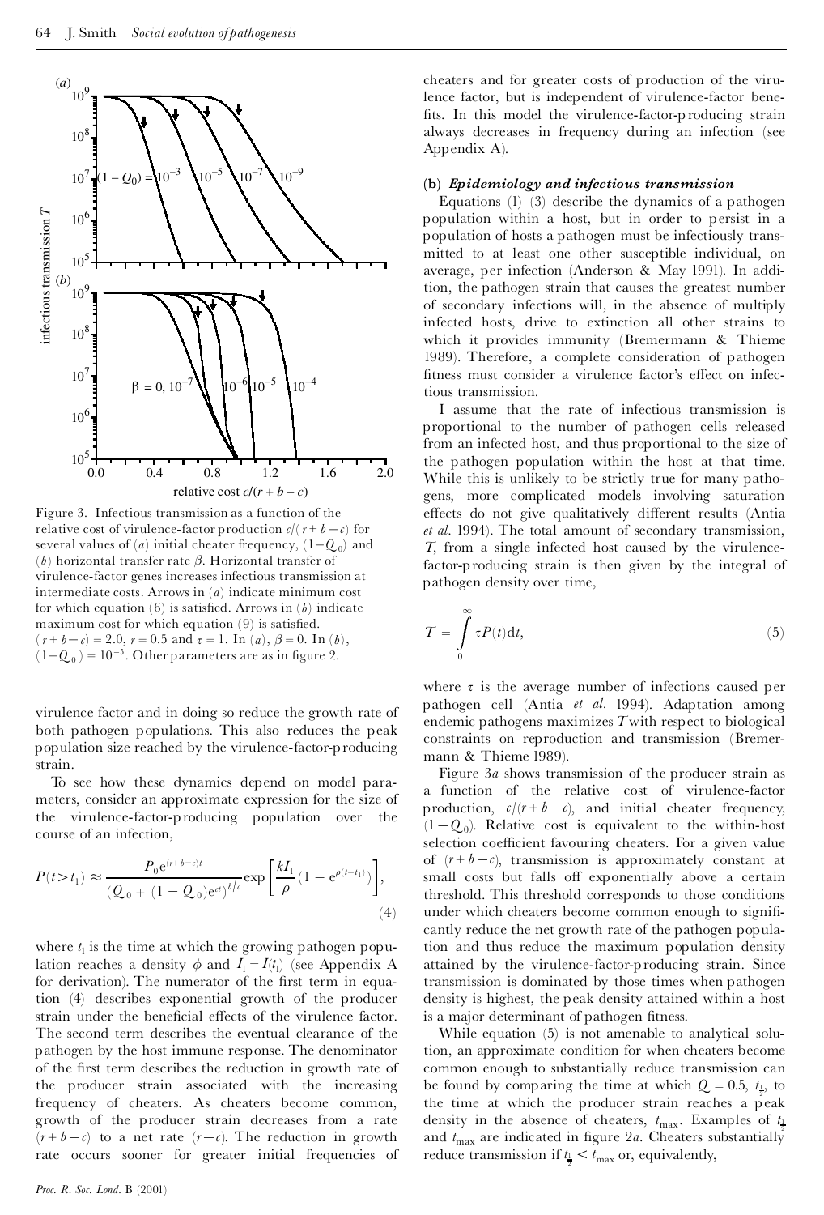Figure 3. Infectious transmission as a function of the relative cost of virulence-factor production $c/(r+b-c)$ for several values of (*a*) initial cheater frequency, $(1-Q_0)$ and (*b*) horizontal transfer rate $\beta$. Horizontal transfer of virulence-factor genes increases infectious transmission at intermediate costs. Arrows in (*a*) indicate minimum cost for which equation (6) is satisfied. Arrows in (*b*) indicate maximum cost for which equation (9) is satisfied. $(r+b-c) = 2.0$, $r = 0.5$ and $\tau = 1$. In (*a*), $\beta = 0$. In (*b*), $(1-Q_0) = 10^{-5}$. Other parameters are as in figure 2.

virulence factor and in doing so reduce the growth rate of both pathogen populations. This also reduces the peak population size reached by the virulence-factor-producing strain.

To see how these dynamics depend on model parameters, consider an approximate expression for the size of the virulence-factor-producing population over the course of an infection,

$$P(t > t_1) \approx \frac{P_0 e^{(r+b-c)t}}{(Q_0 + (1-Q_0)e^{ct})^{b/c}} \exp\left[\frac{kI_1}{\rho}(1 - e^{\rho(t-t_1)})\right], \tag{4}$$

where $t_1$ is the time at which the growing pathogen population reaches a density $\phi$ and $I_1 = I(t_1)$ (see Appendix A for derivation). The numerator of the first term in equation (4) describes exponential growth of the producer strain under the beneficial effects of the virulence factor. The second term describes the eventual clearance of the pathogen by the host immune response. The denominator of the first term describes the reduction in growth rate of the producer strain associated with the increasing frequency of cheaters. As cheaters become common, growth of the producer strain decreases from a rate $(r+b-c)$ to a net rate $(r-c)$. The reduction in growth rate occurs sooner for greater initial frequencies of cheaters and for greater costs of production of the virulence factor, but is independent of virulence-factor benefits. In this model the virulence-factor-producing strain always decreases in frequency during an infection (see Appendix A).

### (b) *Epidemiology and infectious transmission*

Equations (1)–(3) describe the dynamics of a pathogen population within a host, but in order to persist in a population of hosts a pathogen must be infectiously transmitted to at least one other susceptible individual, on average, per infection (Anderson & May 1991). In addition, the pathogen strain that causes the greatest number of secondary infections will, in the absence of multiply infected hosts, drive to extinction all other strains to which it provides immunity (Bremermann & Thieme 1989). Therefore, a complete consideration of pathogen fitness must consider a virulence factor's effect on infectious transmission.

I assume that the rate of infectious transmission is proportional to the number of pathogen cells released from an infected host, and thus proportional to the size of the pathogen population within the host at that time. While this is unlikely to be strictly true for many pathogens, more complicated models involving saturation effects do not give qualitatively different results (Antia *et al.* 1994). The total amount of secondary transmission, $T$, from a single infected host caused by the virulence-factor-producing strain is then given by the integral of pathogen density over time,

$$T = \int_0^\infty \tau P(t)\,dt, \tag{5}$$

where $\tau$ is the average number of infections caused per pathogen cell (Antia *et al.* 1994). Adaptation among endemic pathogens maximizes $T$ with respect to biological constraints on reproduction and transmission (Bremermann & Thieme 1989).

Figure 3*a* shows transmission of the producer strain as a function of the relative cost of virulence-factor production, $c/(r+b-c)$, and initial cheater frequency, $(1-Q_0)$. Relative cost is equivalent to the within-host selection coefficient favouring cheaters. For a given value of $(r+b-c)$, transmission is approximately constant at small costs but falls off exponentially above a certain threshold. This threshold corresponds to those conditions under which cheaters become common enough to significantly reduce the net growth rate of the pathogen population and thus reduce the maximum population density attained by the virulence-factor-producing strain. Since transmission is dominated by those times when pathogen density is highest, the peak density attained within a host is a major determinant of pathogen fitness.

While equation (5) is not amenable to analytical solution, an approximate condition for when cheaters become common enough to substantially reduce transmission can be found by comparing the time at which $Q = 0.5$, $t_{\frac{1}{2}}$, to the time at which the producer strain reaches a peak density in the absence of cheaters, $t_{max}$. Examples of $t_{\frac{1}{2}}$ and $t_{max}$ are indicated in figure 2*a*. Cheaters substantially reduce transmission if $t_{\frac{1}{2}} < t_{max}$ or, equivalently,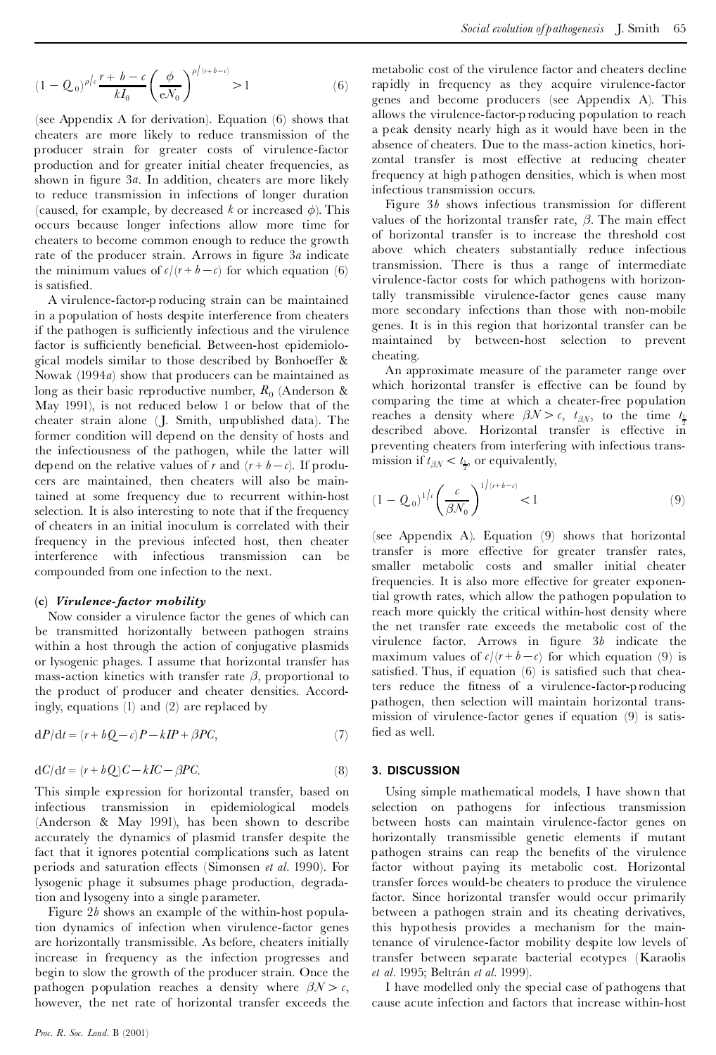$$(1 - Q_0)^{\rho/c} \frac{r + b - c}{kI_0} \left( \frac{\phi}{eN_0} \right)^{\rho/(r+b-c)} > 1 \tag{6}$$

(see Appendix A for derivation). Equation (6) shows that cheaters are more likely to reduce transmission of the producer strain for greater costs of virulence-factor production and for greater initial cheater frequencies, as shown in figure 3*a*. In addition, cheaters are more likely to reduce transmission in infections of longer duration (caused, for example, by decreased $k$ or increased $\phi$). This occurs because longer infections allow more time for cheaters to become common enough to reduce the growth rate of the producer strain. Arrows in figure 3*a* indicate the minimum values of $c/(r + b - c)$ for which equation (6) is satisfied.

A virulence-factor-producing strain can be maintained in a population of hosts despite interference from cheaters if the pathogen is sufficiently infectious and the virulence factor is sufficiently beneficial. Between-host epidemiological models similar to those described by Bonhoeffer & Nowak (1994*a*) show that producers can be maintained as long as their basic reproductive number, $R_0$ (Anderson & May 1991), is not reduced below 1 or below that of the cheater strain alone (J. Smith, unpublished data). The former condition will depend on the density of hosts and the infectiousness of the pathogen, while the latter will depend on the relative values of $r$ and $(r + b - c)$. If producers are maintained, then cheaters will also be maintained at some frequency due to recurrent within-host selection. It is also interesting to note that if the frequency of cheaters in an initial inoculum is correlated with their frequency in the previous infected host, then cheater interference with infectious transmission can be compounded from one infection to the next.

### (c) *Virulence-factor mobility*

Now consider a virulence factor the genes of which can be transmitted horizontally between pathogen strains within a host through the action of conjugative plasmids or lysogenic phages. I assume that horizontal transfer has mass-action kinetics with transfer rate $\beta$, proportional to the product of producer and cheater densities. Accordingly, equations (1) and (2) are replaced by

$$dP/dt = (r + bQ - c)P - kIP + \beta PC, \tag{7}$$

$$dC/dt = (r + bQ)C - kIC - \beta PC. \tag{8}$$

This simple expression for horizontal transfer, based on infectious transmission in epidemiological models (Anderson & May 1991), has been shown to describe accurately the dynamics of plasmid transfer despite the fact that it ignores potential complications such as latent periods and saturation effects (Simonsen *et al*. 1990). For lysogenic phage it subsumes phage production, degradation and lysogeny into a single parameter.

Figure 2*b* shows an example of the within-host population dynamics of infection when virulence-factor genes are horizontally transmissible. As before, cheaters initially increase in frequency as the infection progresses and begin to slow the growth of the producer strain. Once the pathogen population reaches a density where $\beta N > c$, however, the net rate of horizontal transfer exceeds the metabolic cost of the virulence factor and cheaters decline rapidly in frequency as they acquire virulence-factor genes and become producers (see Appendix A). This allows the virulence-factor-producing population to reach a peak density nearly high as it would have been in the absence of cheaters. Due to the mass-action kinetics, horizontal transfer is most effective at reducing cheater frequency at high pathogen densities, which is when most infectious transmission occurs.

Figure 3*b* shows infectious transmission for different values of the horizontal transfer rate, $\beta$. The main effect of horizontal transfer is to increase the threshold cost above which cheaters substantially reduce infectious transmission. There is thus a range of intermediate virulence-factor costs for which pathogens with horizontally transmissible virulence-factor genes cause many more secondary infections than those with non-mobile genes. It is in this region that horizontal transfer can be maintained by between-host selection to prevent cheating.

An approximate measure of the parameter range over which horizontal transfer is effective can be found by comparing the time at which a cheater-free population reaches a density where $\beta N > c$, $t_{\beta N}$, to the time $t_{\frac{1}{2}}$ described above. Horizontal transfer is effective in preventing cheaters from interfering with infectious transmission if $t_{\beta N} < t_{\frac{1}{2}}$, or equivalently,

$$(1 - Q_0)^{1/c} \left( \frac{c}{\beta N_0} \right)^{1/(r+b-c)} < 1 \tag{9}$$

(see Appendix A). Equation (9) shows that horizontal transfer is more effective for greater transfer rates, smaller metabolic costs and smaller initial cheater frequencies. It is also more effective for greater exponential growth rates, which allow the pathogen population to reach more quickly the critical within-host density where the net transfer rate exceeds the metabolic cost of the virulence factor. Arrows in figure 3*b* indicate the maximum values of $c/(r + b - c)$ for which equation (9) is satisfied. Thus, if equation (6) is satisfied such that cheaters reduce the fitness of a virulence-factor-producing pathogen, then selection will maintain horizontal transmission of virulence-factor genes if equation (9) is satisfied as well.

## 3. DISCUSSION

Using simple mathematical models, I have shown that selection on pathogens for infectious transmission between hosts can maintain virulence-factor genes on horizontally transmissible genetic elements if mutant pathogen strains can reap the benefits of the virulence factor without paying its metabolic cost. Horizontal transfer forces would-be cheaters to produce the virulence factor. Since horizontal transfer would occur primarily between a pathogen strain and its cheating derivatives, this hypothesis provides a mechanism for the maintenance of virulence-factor mobility despite low levels of transfer between separate bacterial ecotypes (Karaolis *et al*. 1995; Beltrán *et al*. 1999).

I have modelled only the special case of pathogens that cause acute infection and factors that increase within-host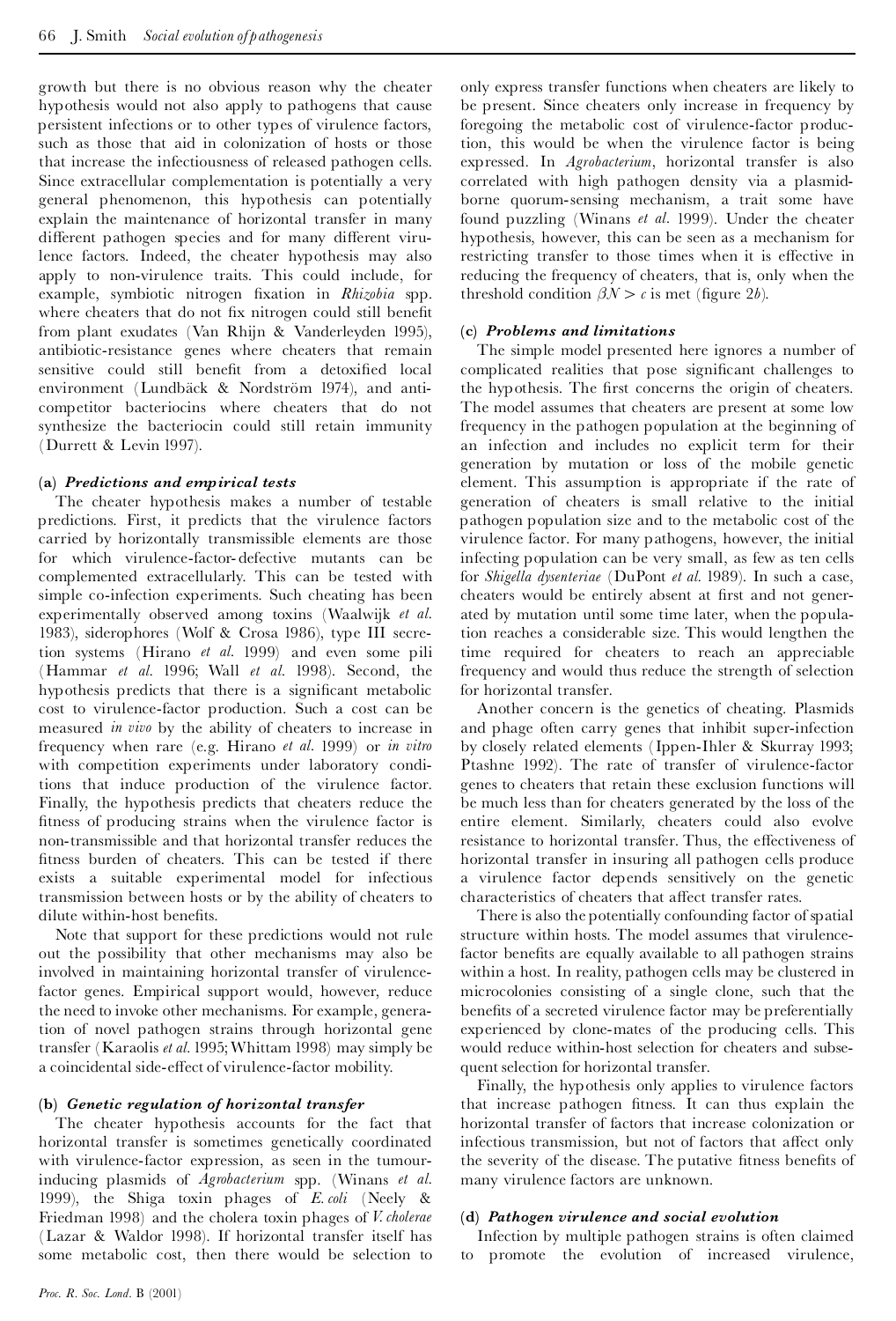growth but there is no obvious reason why the cheater hypothesis would not also apply to pathogens that cause persistent infections or to other types of virulence factors, such as those that aid in colonization of hosts or those that increase the infectiousness of released pathogen cells. Since extracellular complementation is potentially a very general phenomenon, this hypothesis can potentially explain the maintenance of horizontal transfer in many different pathogen species and for many different virulence factors. Indeed, the cheater hypothesis may also apply to non-virulence traits. This could include, for example, symbiotic nitrogen fixation in *Rhizobia* spp. where cheaters that do not fix nitrogen could still benefit from plant exudates (Van Rhijn & Vanderleyden 1995), antibiotic-resistance genes where cheaters that remain sensitive could still benefit from a detoxified local environment (Lundbäck & Nordström 1974), and anti-competitor bacteriocins where cheaters that do not synthesize the bacteriocin could still retain immunity (Durrett & Levin 1997).

### (a) *Predictions and empirical tests*

The cheater hypothesis makes a number of testable predictions. First, it predicts that the virulence factors carried by horizontally transmissible elements are those for which virulence-factor-defective mutants can be complemented extracellularly. This can be tested with simple co-infection experiments. Such cheating has been experimentally observed among toxins (Waalwijk *et al.* 1983), siderophores (Wolf & Crosa 1986), type III secretion systems (Hirano *et al.* 1999) and even some pili (Hammar *et al.* 1996; Wall *et al.* 1998). Second, the hypothesis predicts that there is a significant metabolic cost to virulence-factor production. Such a cost can be measured *in vivo* by the ability of cheaters to increase in frequency when rare (e.g. Hirano *et al.* 1999) or *in vitro* with competition experiments under laboratory conditions that induce production of the virulence factor. Finally, the hypothesis predicts that cheaters reduce the fitness of producing strains when the virulence factor is non-transmissible and that horizontal transfer reduces the fitness burden of cheaters. This can be tested if there exists a suitable experimental model for infectious transmission between hosts or by the ability of cheaters to dilute within-host benefits.

Note that support for these predictions would not rule out the possibility that other mechanisms may also be involved in maintaining horizontal transfer of virulence-factor genes. Empirical support would, however, reduce the need to invoke other mechanisms. For example, generation of novel pathogen strains through horizontal gene transfer (Karaolis *et al.* 1995; Whittam 1998) may simply be a coincidental side-effect of virulence-factor mobility.

### (b) *Genetic regulation of horizontal transfer*

The cheater hypothesis accounts for the fact that horizontal transfer is sometimes genetically coordinated with virulence-factor expression, as seen in the tumour-inducing plasmids of *Agrobacterium* spp. (Winans *et al.* 1999), the Shiga toxin phages of *E. coli* (Neely & Friedman 1998) and the cholera toxin phages of *V. cholerae* (Lazar & Waldor 1998). If horizontal transfer itself has some metabolic cost, then there would be selection to only express transfer functions when cheaters are likely to be present. Since cheaters only increase in frequency by foregoing the metabolic cost of virulence-factor production, this would be when the virulence factor is being expressed. In *Agrobacterium*, horizontal transfer is also correlated with high pathogen density via a plasmid-borne quorum-sensing mechanism, a trait some have found puzzling (Winans *et al.* 1999). Under the cheater hypothesis, however, this can be seen as a mechanism for restricting transfer to those times when it is effective in reducing the frequency of cheaters, that is, only when the threshold condition $\beta N > c$ is met (figure 2*b*).

### (c) *Problems and limitations*

The simple model presented here ignores a number of complicated realities that pose significant challenges to the hypothesis. The first concerns the origin of cheaters. The model assumes that cheaters are present at some low frequency in the pathogen population at the beginning of an infection and includes no explicit term for their generation by mutation or loss of the mobile genetic element. This assumption is appropriate if the rate of generation of cheaters is small relative to the initial pathogen population size and to the metabolic cost of the virulence factor. For many pathogens, however, the initial infecting population can be very small, as few as ten cells for *Shigella dysenteriae* (DuPont *et al.* 1989). In such a case, cheaters would be entirely absent at first and not generated by mutation until some time later, when the population reaches a considerable size. This would lengthen the time required for cheaters to reach an appreciable frequency and would thus reduce the strength of selection for horizontal transfer.

Another concern is the genetics of cheating. Plasmids and phage often carry genes that inhibit super-infection by closely related elements (Ippen-Ihler & Skurray 1993; Ptashne 1992). The rate of transfer of virulence-factor genes to cheaters that retain these exclusion functions will be much less than for cheaters generated by the loss of the entire element. Similarly, cheaters could also evolve resistance to horizontal transfer. Thus, the effectiveness of horizontal transfer in insuring all pathogen cells produce a virulence factor depends sensitively on the genetic characteristics of cheaters that affect transfer rates.

There is also the potentially confounding factor of spatial structure within hosts. The model assumes that virulence-factor benefits are equally available to all pathogen strains within a host. In reality, pathogen cells may be clustered in microcolonies consisting of a single clone, such that the benefits of a secreted virulence factor may be preferentially experienced by clone-mates of the producing cells. This would reduce within-host selection for cheaters and subsequent selection for horizontal transfer.

Finally, the hypothesis only applies to virulence factors that increase pathogen fitness. It can thus explain the horizontal transfer of factors that increase colonization or infectious transmission, but not of factors that affect only the severity of the disease. The putative fitness benefits of many virulence factors are unknown.

### (d) *Pathogen virulence and social evolution*

Infection by multiple pathogen strains is often claimed to promote the evolution of increased virulence,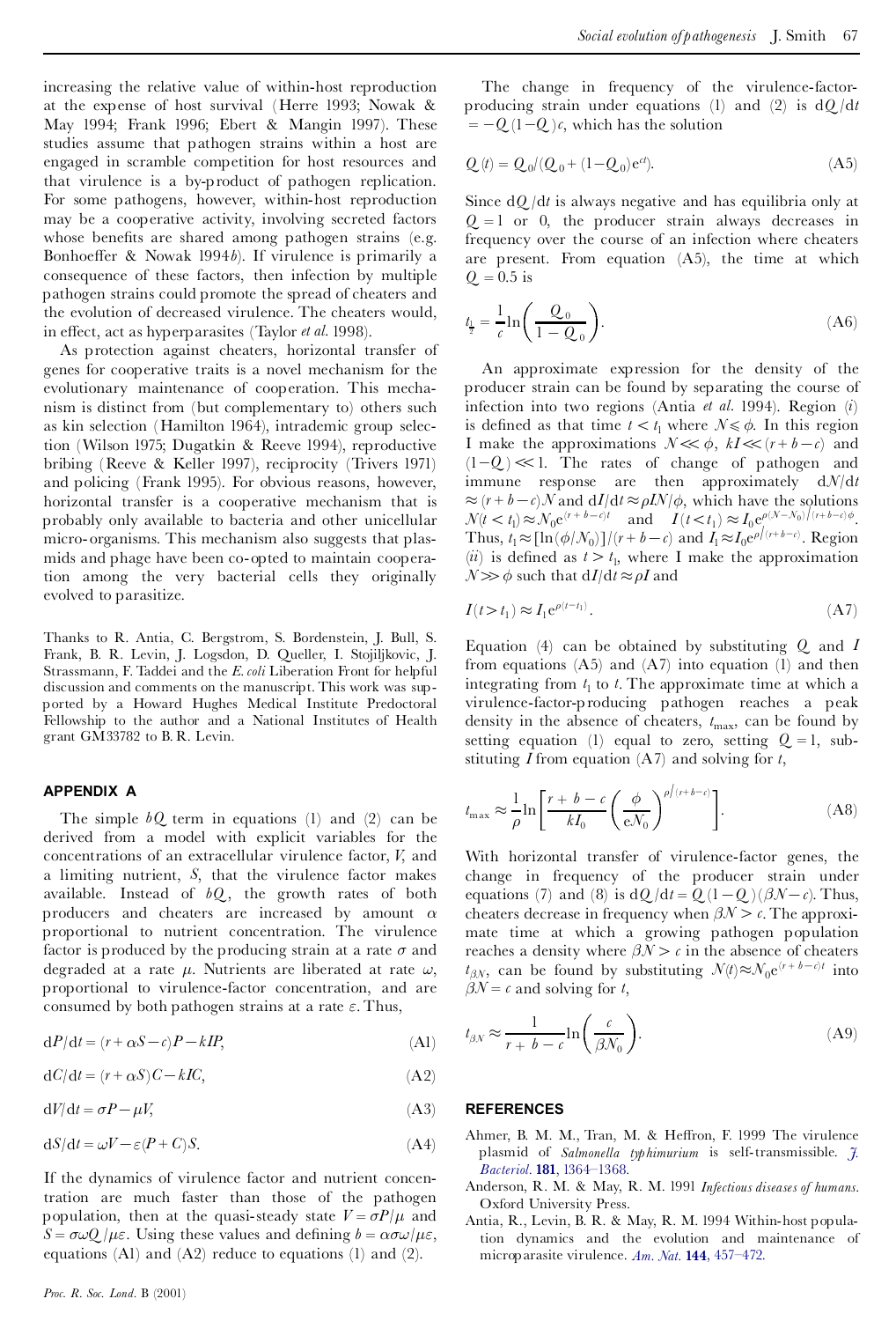increasing the relative value of within-host reproduction at the expense of host survival (Herre 1993; Nowak & May 1994; Frank 1996; Ebert & Mangin 1997). These studies assume that pathogen strains within a host are engaged in scramble competition for host resources and that virulence is a by-product of pathogen replication. For some pathogens, however, within-host reproduction may be a cooperative activity, involving secreted factors whose benefits are shared among pathogen strains (e.g. Bonhoeffer & Nowak 1994*b*). If virulence is primarily a consequence of these factors, then infection by multiple pathogen strains could promote the spread of cheaters and the evolution of decreased virulence. The cheaters would, in effect, act as hyperparasites (Taylor *et al.* 1998).

As protection against cheaters, horizontal transfer of genes for cooperative traits is a novel mechanism for the evolutionary maintenance of cooperation. This mechanism is distinct from (but complementary to) others such as kin selection (Hamilton 1964), intrademic group selection (Wilson 1975; Dugatkin & Reeve 1994), reproductive bribing (Reeve & Keller 1997), reciprocity (Trivers 1971) and policing (Frank 1995). For obvious reasons, however, horizontal transfer is a cooperative mechanism that is probably only available to bacteria and other unicellular micro-organisms. This mechanism also suggests that plasmids and phage have been co-opted to maintain cooperation among the very bacterial cells they originally evolved to parasitize.

Thanks to R. Antia, C. Bergstrom, S. Bordenstein, J. Bull, S. Frank, B. R. Levin, J. Logsdon, D. Queller, I. Stojiljkovic, J. Strassmann, F. Taddei and the *E. coli* Liberation Front for helpful discussion and comments on the manuscript. This work was supported by a Howard Hughes Medical Institute Predoctoral Fellowship to the author and a National Institutes of Health grant GM33782 to B. R. Levin.

## APPENDIX A

The simple $bQ$ term in equations (1) and (2) can be derived from a model with explicit variables for the concentrations of an extracellular virulence factor, $V$, and a limiting nutrient, $S$, that the virulence factor makes available. Instead of $bQ$, the growth rates of both producers and cheaters are increased by amount $\alpha$ proportional to nutrient concentration. The virulence factor is produced by the producing strain at a rate $\sigma$ and degraded at a rate $\mu$. Nutrients are liberated at rate $\omega$, proportional to virulence-factor concentration, and are consumed by both pathogen strains at a rate $\varepsilon$. Thus,

$$\mathrm{d}P/\mathrm{d}t = (r + \alpha S - c)P - kIP, \tag{A1}$$

$$\mathrm{d}C/\mathrm{d}t = (r + \alpha S)C - kIC, \tag{A2}$$

$$\mathrm{d}V/\mathrm{d}t = \sigma P - \mu V, \tag{A3}$$

$$\mathrm{d}S/\mathrm{d}t = \omega V - \varepsilon (P + C)S. \tag{A4}$$

If the dynamics of virulence factor and nutrient concentration are much faster than those of the pathogen population, then at the quasi-steady state $V = \sigma P/\mu$ and $S = \sigma\omega Q/\mu\varepsilon$. Using these values and defining $b = \alpha\sigma\omega/\mu\varepsilon$, equations (A1) and (A2) reduce to equations (1) and (2).

The change in frequency of the virulence-factor-producing strain under equations (1) and (2) is $\mathrm{d}Q/\mathrm{d}t = -Q(1-Q)c$, which has the solution

$$Q(t) = Q_0/(Q_0 + (1-Q_0)\mathrm{e}^{ct}). \tag{A5}$$

Since $\mathrm{d}Q/\mathrm{d}t$ is always negative and has equilibria only at $Q = 1$ or 0, the producer strain always decreases in frequency over the course of an infection where cheaters are present. From equation (A5), the time at which $Q = 0.5$ is

$$t_{\frac{1}{2}} = \frac{1}{c}\ln\left(\frac{Q_0}{1-Q_0}\right). \tag{A6}$$

An approximate expression for the density of the producer strain can be found by separating the course of infection into two regions (Antia *et al.* 1994). Region (*i*) is defined as that time $t < t_1$ where $N \leqslant \phi$. In this region I make the approximations $N \ll \phi$, $kI \ll (r + b - c)$ and $(1-Q) \ll 1$. The rates of change of pathogen and immune response are then approximately $\mathrm{d}N/\mathrm{d}t \approx (r + b - c)N$ and $\mathrm{d}I/\mathrm{d}t \approx \rho IN/\phi$, which have the solutions $N(t < t_1) \approx N_0\mathrm{e}^{(r+b-c)t}$ and $I(t < t_1) \approx I_0\mathrm{e}^{\rho(N-N_0)/(r+b-c)\phi}$. Thus, $t_1 \approx [\ln(\phi/N_0)]/(r + b - c)$ and $I_1 \approx I_0\mathrm{e}^{\rho/(r+b-c)}$. Region (*ii*) is defined as $t > t_1$, where I make the approximation $N \gg \phi$ such that $\mathrm{d}I/\mathrm{d}t \approx \rho I$ and

$$I(t > t_1) \approx I_1\mathrm{e}^{\rho(t-t_1)}. \tag{A7}$$

Equation (4) can be obtained by substituting $Q$ and $I$ from equations (A5) and (A7) into equation (1) and then integrating from $t_1$ to $t$. The approximate time at which a virulence-factor-producing pathogen reaches a peak density in the absence of cheaters, $t_{\max}$, can be found by setting equation (1) equal to zero, setting $Q = 1$, substituting $I$ from equation (A7) and solving for $t$,

$$t_{\max} \approx \frac{1}{\rho}\ln\left[\frac{r + b - c}{kI_0}\left(\frac{\phi}{\mathrm{e}N_0}\right)^{\rho/(r+b-c)}\right]. \tag{A8}$$

With horizontal transfer of virulence-factor genes, the change in frequency of the producer strain under equations (7) and (8) is $\mathrm{d}Q/\mathrm{d}t = Q(1-Q)(\beta N - c)$. Thus, cheaters decrease in frequency when $\beta N > c$. The approximate time at which a growing pathogen population reaches a density where $\beta N > c$ in the absence of cheaters $t_{\beta N}$, can be found by substituting $N(t) \approx N_0\mathrm{e}^{(r+b-c)t}$ into $\beta N = c$ and solving for $t$,

$$t_{\beta N} \approx \frac{1}{r + b - c}\ln\left(\frac{c}{\beta N_0}\right). \tag{A9}$$

## REFERENCES

Ahmer, B. M. M., Tran, M. & Heffron, F. 1999 The virulence plasmid of *Salmonella typhimurium* is self-transmissible. *J. Bacteriol.* **181**, 1364–1368.

Anderson, R. M. & May, R. M. 1991 *Infectious diseases of humans*. Oxford University Press.

Antia, R., Levin, B. R. & May, R. M. 1994 Within-host population dynamics and the evolution and maintenance of microparasite virulence. *Am. Nat.* **144**, 457–472.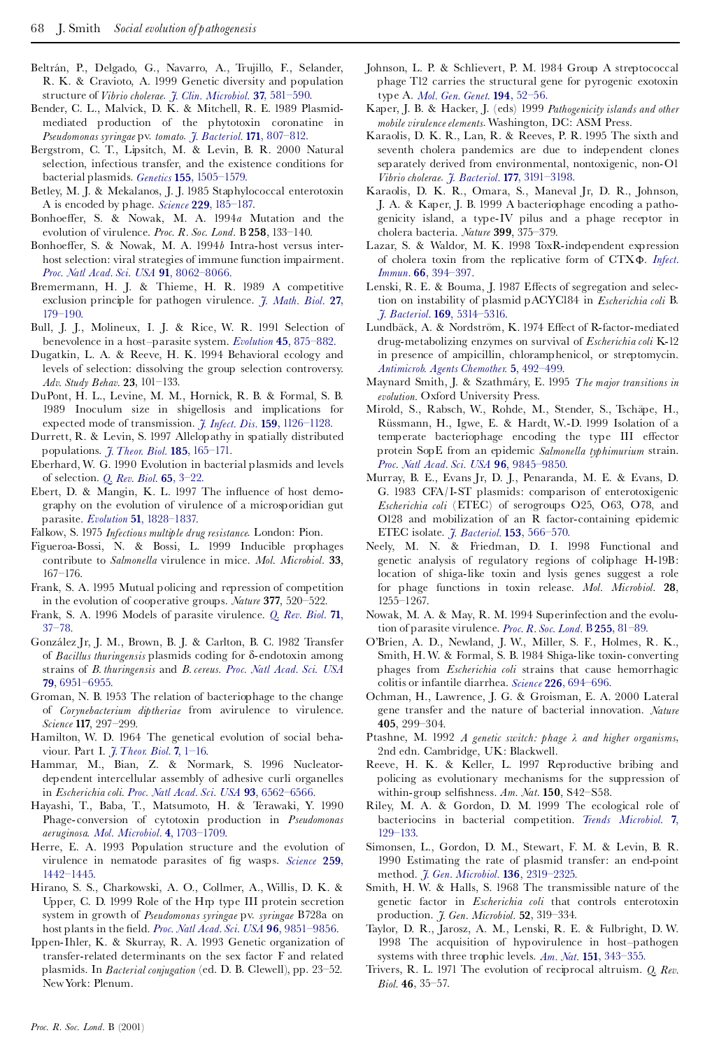Beltrán, P., Delgado, G., Navarro, A., Trujillo, F., Selander, R. K. & Cravioto, A. 1999 Genetic diversity and population structure of *Vibrio cholerae*. *J. Clin. Microbiol.* **37**, 581–590.

Bender, C. L., Malvick, D. K. & Mitchell, R. E. 1989 Plasmid-mediated production of the phytotoxin coronatine in *Pseudomonas syringae* pv. *tomato*. *J. Bacteriol.* **171**, 807–812.

Bergstrom, C. T., Lipsitch, M. & Levin, B. R. 2000 Natural selection, infectious transfer, and the existence conditions for bacterial plasmids. *Genetics* **155**, 1505–1579.

Betley, M. J. & Mekalanos, J. J. 1985 Staphylococcal enterotoxin A is encoded by phage. *Science* **229**, 185–187.

Bonhoeffer, S. & Nowak, M. A. 1994*a* Mutation and the evolution of virulence. *Proc. R. Soc. Lond.* B **258**, 133–140.

Bonhoeffer, S. & Nowak, M. A. 1994*b* Intra-host versus inter-host selection: viral strategies of immune function impairment. *Proc. Natl Acad. Sci. USA* **91**, 8062–8066.

Bremermann, H. J. & Thieme, H. R. 1989 A competitive exclusion principle for pathogen virulence. *J. Math. Biol.* **27**, 179–190.

Bull, J. J., Molineux, I. J. & Rice, W. R. 1991 Selection of benevolence in a host–parasite system. *Evolution* **45**, 875–882.

Dugatkin, L. A. & Reeve, H. K. 1994 Behavioral ecology and levels of selection: dissolving the group selection controversy. *Adv. Study Behav.* **23**, 101–133.

DuPont, H. L., Levine, M. M., Hornick, R. B. & Formal, S. B. 1989 Inoculum size in shigellosis and implications for expected mode of transmission. *J. Infect. Dis.* **159**, 1126–1128.

Durrett, R. & Levin, S. 1997 Allelopathy in spatially distributed populations. *J. Theor. Biol.* **185**, 165–171.

Eberhard, W. G. 1990 Evolution in bacterial plasmids and levels of selection. *Q. Rev. Biol.* **65**, 3–22.

Ebert, D. & Mangin, K. L. 1997 The influence of host demography on the evolution of virulence of a microsporidian gut parasite. *Evolution* **51**, 1828–1837.

Falkow, S. 1975 *Infectious multiple drug resistance*. London: Pion.

Figueroa-Bossi, N. & Bossi, L. 1999 Inducible prophages contribute to *Salmonella* virulence in mice. *Mol. Microbiol.* **33**, 167–176.

Frank, S. A. 1995 Mutual policing and repression of competition in the evolution of cooperative groups. *Nature* **377**, 520–522.

Frank, S. A. 1996 Models of parasite virulence. *Q. Rev. Biol.* **71**, 37–78.

González Jr, J. M., Brown, B. J. & Carlton, B. C. 1982 Transfer of *Bacillus thuringensis* plasmids coding for δ-endotoxin among strains of *B. thuringensis* and *B. cereus*. *Proc. Natl Acad. Sci. USA* **79**, 6951–6955.

Groman, N. B. 1953 The relation of bacteriophage to the change of *Corynebacterium diptheriae* from avirulence to virulence. *Science* **117**, 297–299.

Hamilton, W. D. 1964 The genetical evolution of social behaviour. Part I. *J. Theor. Biol.* **7**, 1–16.

Hammar, M., Bian, Z. & Normark, S. 1996 Nucleator-dependent intercellular assembly of adhesive curli organelles in *Escherichia coli*. *Proc. Natl Acad. Sci. USA* **93**, 6562–6566.

Hayashi, T., Baba, T., Matsumoto, H. & Terawaki, Y. 1990 Phage-conversion of cytotoxin production in *Pseudomonas aeruginosa*. *Mol. Microbiol.* **4**, 1703–1709.

Herre, E. A. 1993 Population structure and the evolution of virulence in nematode parasites of fig wasps. *Science* **259**, 1442–1445.

Hirano, S. S., Charkowski, A. O., Collmer, A., Willis, D. K. & Upper, C. D. 1999 Role of the Hrp type III protein secretion system in growth of *Pseudomonas syringae* pv. *syringae* B728a on host plants in the field. *Proc. Natl Acad. Sci. USA* **96**, 9851–9856.

Ippen-Ihler, K. & Skurray, R. A. 1993 Genetic organization of transfer-related determinants on the sex factor F and related plasmids. In *Bacterial conjugation* (ed. D. B. Clewell), pp. 23–52. New York: Plenum.

Johnson, L. P. & Schlievert, P. M. 1984 Group A streptococcal phage T12 carries the structural gene for pyrogenic exotoxin type A. *Mol. Gen. Genet.* **194**, 52–56.

Kaper, J. B. & Hacker, J. (eds) 1999 *Pathogenicity islands and other mobile virulence elements*. Washington, DC: ASM Press.

Karaolis, D. K. R., Lan, R. & Reeves, P. R. 1995 The sixth and seventh cholera pandemics are due to independent clones separately derived from environmental, nontoxigenic, non-O1 *Vibrio cholerae*. *J. Bacteriol.* **177**, 3191–3198.

Karaolis, D. K. R., Omara, S., Maneval Jr, D. R., Johnson, J. A. & Kaper, J. B. 1999 A bacteriophage encoding a pathogenicity island, a type-IV pilus and a phage receptor in cholera bacteria. *Nature* **399**, 375–379.

Lazar, S. & Waldor, M. K. 1998 ToxR-independent expression of cholera toxin from the replicative form of CTXΦ. *Infect. Immun.* **66**, 394–397.

Lenski, R. E. & Bouma, J. 1987 Effects of segregation and selection on instability of plasmid pACYC184 in *Escherichia coli* B. *J. Bacteriol.* **169**, 5314–5316.

Lundbäck, A. & Nordström, K. 1974 Effect of R-factor-mediated drug-metabolizing enzymes on survival of *Escherichia coli* K-12 in presence of ampicillin, chloramphenicol, or streptomycin. *Antimicrob. Agents Chemother.* **5**, 492–499.

Maynard Smith, J. & Szathmáry, E. 1995 *The major transitions in evolution*. Oxford University Press.

Mirold, S., Rabsch, W., Rohde, M., Stender, S., Tschäpe, H., Rüssmann, H., Igwe, E. & Hardt, W.-D. 1999 Isolation of a temperate bacteriophage encoding the type III effector protein SopE from an epidemic *Salmonella typhimurium* strain. *Proc. Natl Acad. Sci. USA* **96**, 9845–9850.

Murray, B. E., Evans Jr, D. J., Penaranda, M. E. & Evans, D. G. 1983 CFA/I-ST plasmids: comparison of enterotoxigenic *Escherichia coli* (ETEC) of serogroups O25, O63, O78, and O128 and mobilization of an R factor-containing epidemic ETEC isolate. *J. Bacteriol.* **153**, 566–570.

Neely, M. N. & Friedman, D. I. 1998 Functional and genetic analysis of regulatory regions of coliphage H-19B: location of shiga-like toxin and lysis genes suggest a role for phage functions in toxin release. *Mol. Microbiol.* **28**, 1255–1267.

Nowak, M. A. & May, R. M. 1994 Superinfection and the evolution of parasite virulence. *Proc. R. Soc. Lond.* B **255**, 81–89.

O'Brien, A. D., Newland, J. W., Miller, S. F., Holmes, R. K., Smith, H. W. & Formal, S. B. 1984 Shiga-like toxin-converting phages from *Escherichia coli* strains that cause hemorrhagic colitis or infantile diarrhea. *Science* **226**, 694–696.

Ochman, H., Lawrence, J. G. & Groisman, E. A. 2000 Lateral gene transfer and the nature of bacterial innovation. *Nature* **405**, 299–304.

Ptashne, M. 1992 *A genetic switch: phage λ and higher organisms*, 2nd edn. Cambridge, UK: Blackwell.

Reeve, H. K. & Keller, L. 1997 Reproductive bribing and policing as evolutionary mechanisms for the suppression of within-group selfishness. *Am. Nat.* **150**, S42–S58.

Riley, M. A. & Gordon, D. M. 1999 The ecological role of bacteriocins in bacterial competition. *Trends Microbiol.* **7**, 129–133.

Simonsen, L., Gordon, D. M., Stewart, F. M. & Levin, B. R. 1990 Estimating the rate of plasmid transfer: an end-point method. *J. Gen. Microbiol.* **136**, 2319–2325.

Smith, H. W. & Halls, S. 1968 The transmissible nature of the genetic factor in *Escherichia coli* that controls enterotoxin production. *J. Gen. Microbiol.* **52**, 319–334.

Taylor, D. R., Jarosz, A. M., Lenski, R. E. & Fulbright, D. W. 1998 The acquisition of hypovirulence in host–pathogen systems with three trophic levels. *Am. Nat.* **151**, 343–355.

Trivers, R. L. 1971 The evolution of reciprocal altruism. *Q. Rev. Biol.* **46**, 35–57.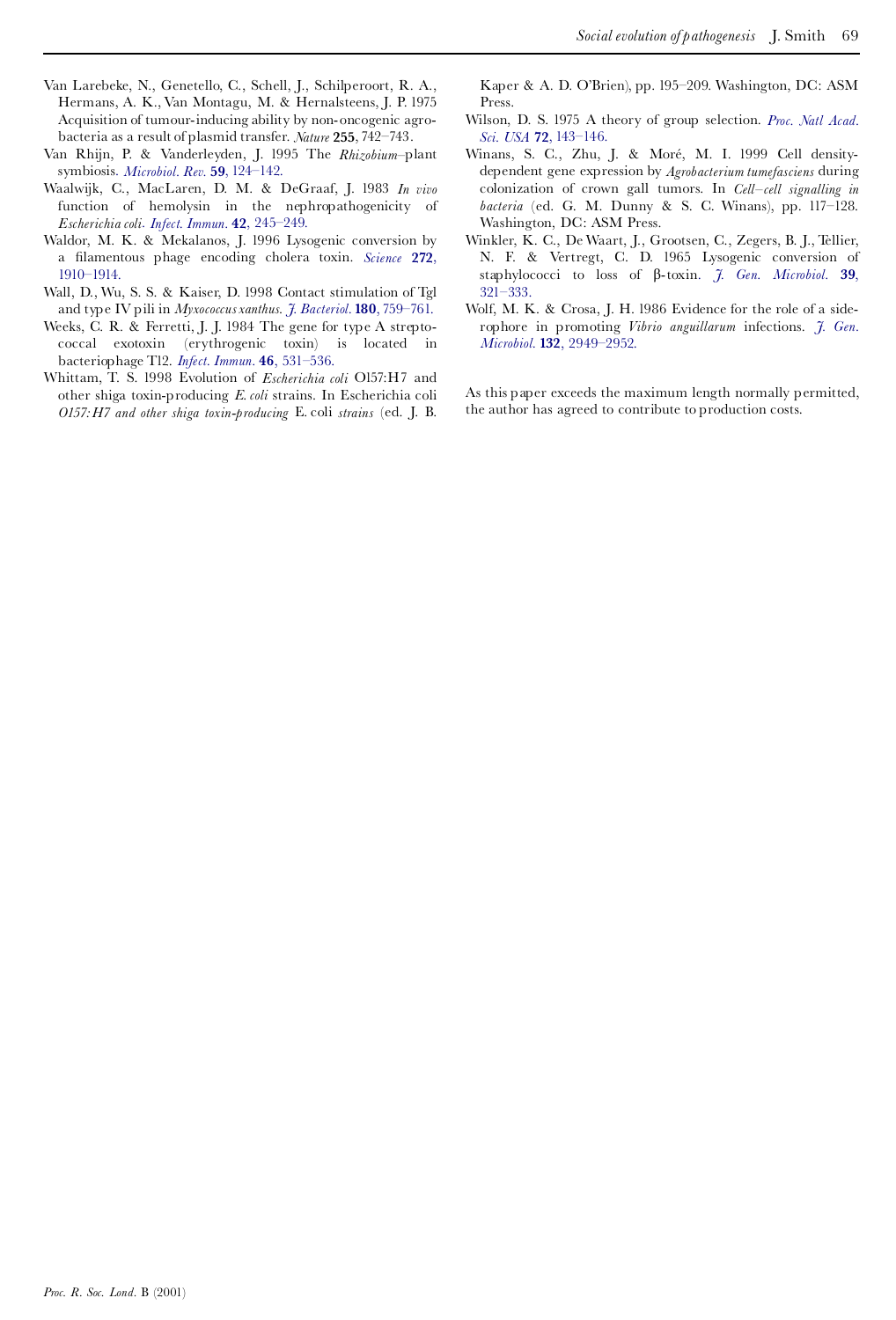Van Larebeke, N., Genetello, C., Schell, J., Schilperoort, R. A., Hermans, A. K., Van Montagu, M. & Hernalsteens, J. P. 1975 Acquisition of tumour-inducing ability by non-oncogenic agrobacteria as a result of plasmid transfer. *Nature* **255**, 742–743.

Van Rhijn, P. & Vanderleyden, J. 1995 The *Rhizobium*–plant symbiosis. *Microbiol. Rev.* **59**, 124–142.

Waalwijk, C., MacLaren, D. M. & DeGraaf, J. 1983 *In vivo* function of hemolysin in the nephropathogenicity of *Escherichia coli*. *Infect. Immun.* **42**, 245–249.

Waldor, M. K. & Mekalanos, J. 1996 Lysogenic conversion by a filamentous phage encoding cholera toxin. *Science* **272**, 1910–1914.

Wall, D., Wu, S. S. & Kaiser, D. 1998 Contact stimulation of Tgl and type IV pili in *Myxococcus xanthus*. *J. Bacteriol.* **180**, 759–761.

Weeks, C. R. & Ferretti, J. J. 1984 The gene for type A streptococcal exotoxin (erythrogenic toxin) is located in bacteriophage T12. *Infect. Immun.* **46**, 531–536.

Whittam, T. S. 1998 Evolution of *Escherichia coli* O157:H7 and other shiga toxin-producing *E. coli* strains. In Escherichia coli *O157:H7 and other shiga toxin-producing* E. coli *strains* (ed. J. B. Kaper & A. D. O'Brien), pp. 195–209. Washington, DC: ASM Press.

Wilson, D. S. 1975 A theory of group selection. *Proc. Natl Acad. Sci. USA* **72**, 143–146.

Winans, S. C., Zhu, J. & Moré, M. I. 1999 Cell density-dependent gene expression by *Agrobacterium tumefasciens* during colonization of crown gall tumors. In *Cell–cell signalling in bacteria* (ed. G. M. Dunny & S. C. Winans), pp. 117–128. Washington, DC: ASM Press.

Winkler, K. C., De Waart, J., Grootsen, C., Zegers, B. J., Tellier, N. F. & Vertregt, C. D. 1965 Lysogenic conversion of staphylococci to loss of β-toxin. *J. Gen. Microbiol.* **39**, 321–333.

Wolf, M. K. & Crosa, J. H. 1986 Evidence for the role of a siderophore in promoting *Vibrio anguillarum* infections. *J. Gen. Microbiol.* **132**, 2949–2952.

As this paper exceeds the maximum length normally permitted, the author has agreed to contribute to production costs.